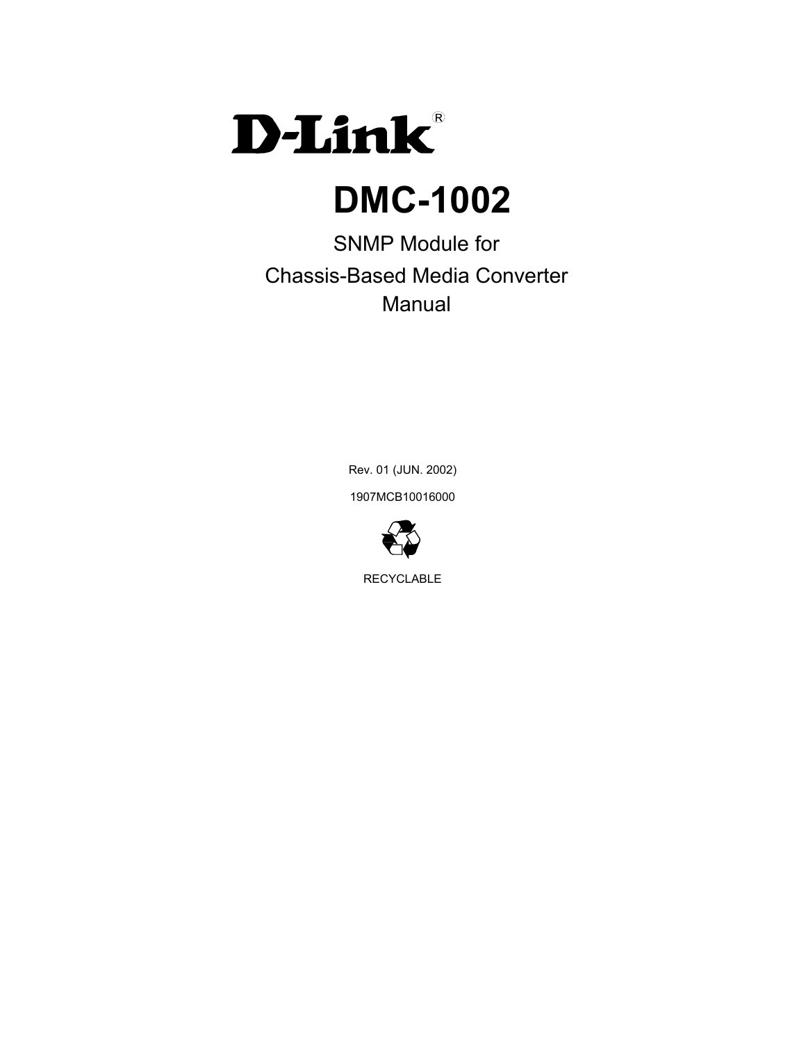D-Link®

# DMC-1002

SNMP Module for

Chassis-Based Media Converter

Manual

Rev. 01 (JUN. 2002)

1907MCB10016000

RECYCLABLE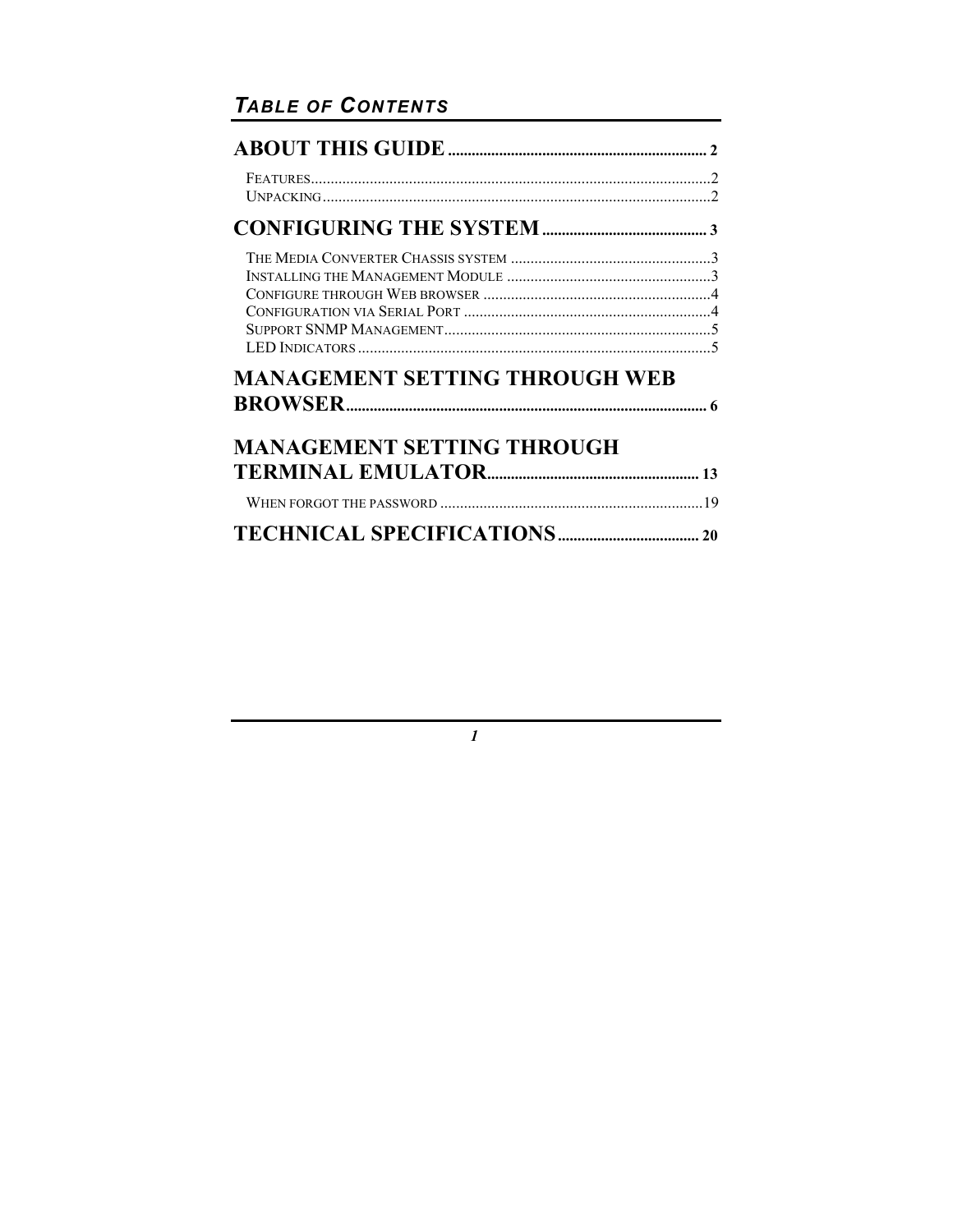## TABLE OF CONTENTS

**ABOUT THIS GUIDE** .................................................................. 2

- FEATURES..........................................................................................2
- UNPACKING........................................................................................2

**CONFIGURING THE SYSTEM** .......................................... 3

- THE MEDIA CONVERTER CHASSIS SYSTEM ....................................................3
- INSTALLING THE MANAGEMENT MODULE ....................................................3
- CONFIGURE THROUGH WEB BROWSER ..........................................................4
- CONFIGURATION VIA SERIAL PORT ..............................................................4
- SUPPORT SNMP MANAGEMENT....................................................................5
- LED INDICATORS ..........................................................................................5

**MANAGEMENT SETTING THROUGH WEB BROWSER**.......................................................................................... 6

**MANAGEMENT SETTING THROUGH TERMINAL EMULATOR**...................................................... 13

- WHEN FORGOT THE PASSWORD ...................................................................19

**TECHNICAL SPECIFICATIONS**.................................... 20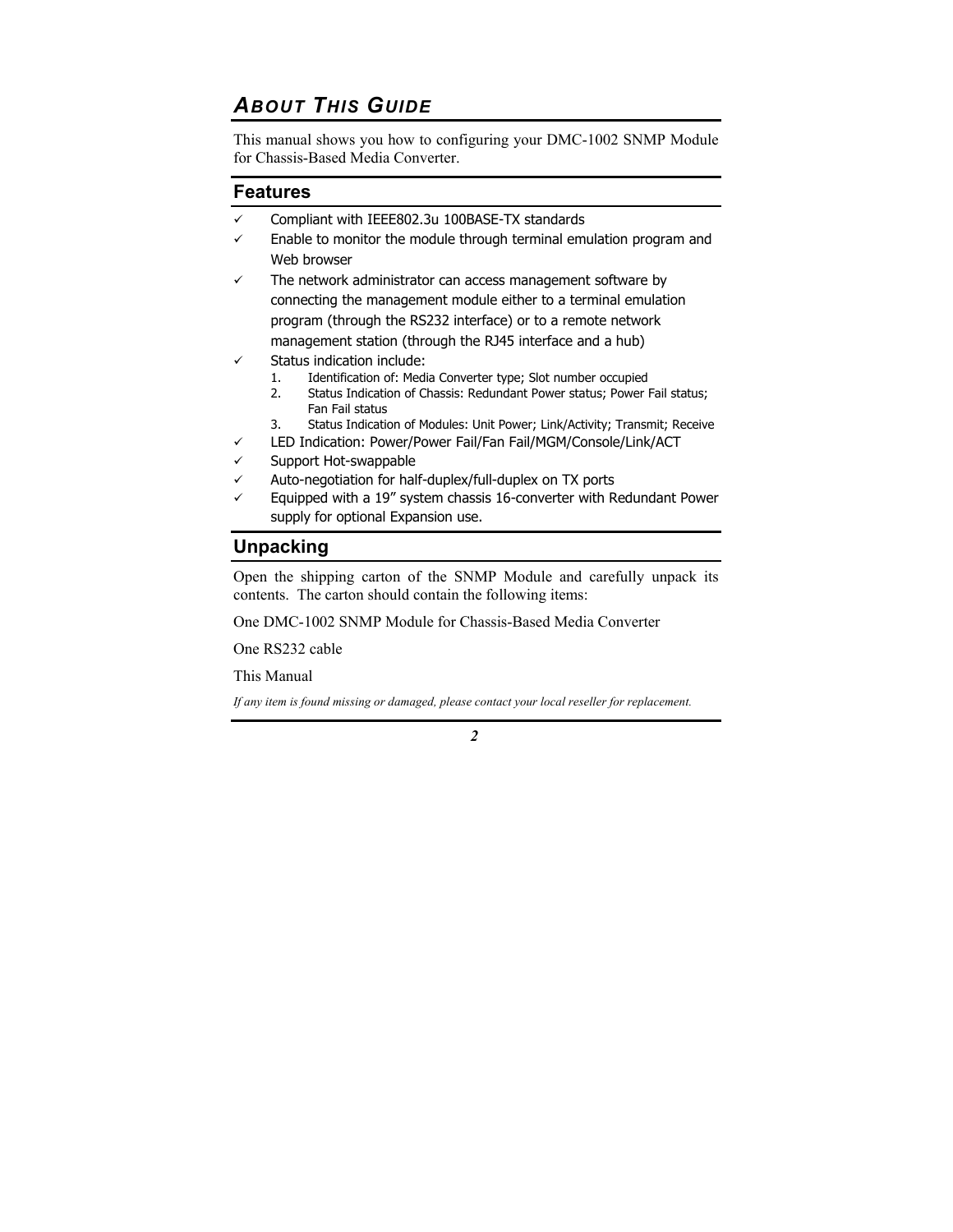# ABOUT THIS GUIDE

This manual shows you how to configuring your DMC-1002 SNMP Module for Chassis-Based Media Converter.

## Features

- ✓ Compliant with IEEE802.3u 100BASE-TX standards
- ✓ Enable to monitor the module through terminal emulation program and Web browser
- ✓ The network administrator can access management software by connecting the management module either to a terminal emulation program (through the RS232 interface) or to a remote network management station (through the RJ45 interface and a hub)
- ✓ Status indication include:
  1. Identification of: Media Converter type; Slot number occupied
  2. Status Indication of Chassis: Redundant Power status; Power Fail status; Fan Fail status
  3. Status Indication of Modules: Unit Power; Link/Activity; Transmit; Receive
- ✓ LED Indication: Power/Power Fail/Fan Fail/MGM/Console/Link/ACT
- ✓ Support Hot-swappable
- ✓ Auto-negotiation for half-duplex/full-duplex on TX ports
- ✓ Equipped with a 19" system chassis 16-converter with Redundant Power supply for optional Expansion use.

## Unpacking

Open the shipping carton of the SNMP Module and carefully unpack its contents. The carton should contain the following items:

One DMC-1002 SNMP Module for Chassis-Based Media Converter

One RS232 cable

This Manual

*If any item is found missing or damaged, please contact your local reseller for replacement.*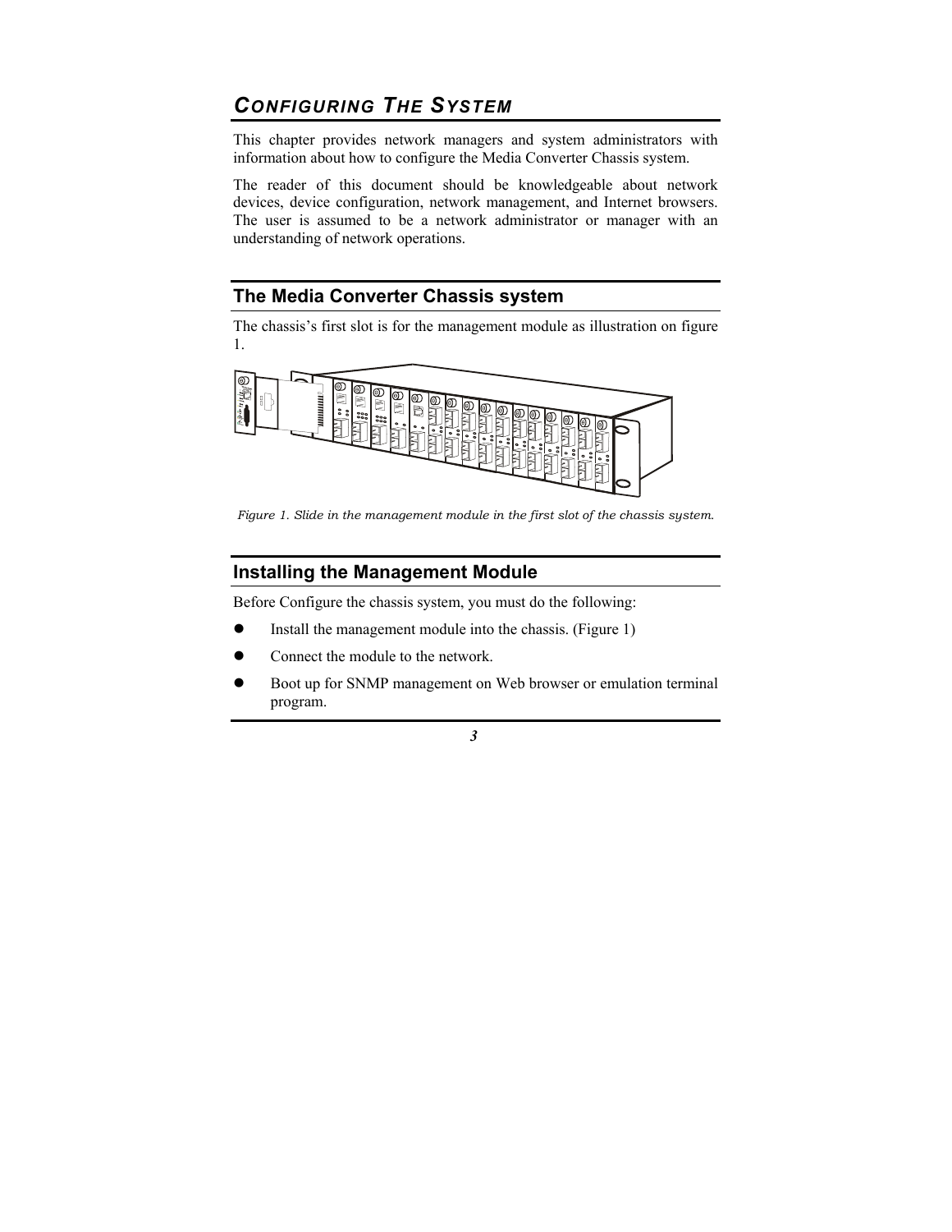# CONFIGURING THE SYSTEM

This chapter provides network managers and system administrators with information about how to configure the Media Converter Chassis system.

The reader of this document should be knowledgeable about network devices, device configuration, network management, and Internet browsers. The user is assumed to be a network administrator or manager with an understanding of network operations.

## The Media Converter Chassis system

The chassis's first slot is for the management module as illustration on figure 1.

*Figure 1. Slide in the management module in the first slot of the chassis system.*

## Installing the Management Module

Before Configure the chassis system, you must do the following:

- Install the management module into the chassis. (Figure 1)
- Connect the module to the network.
- Boot up for SNMP management on Web browser or emulation terminal program.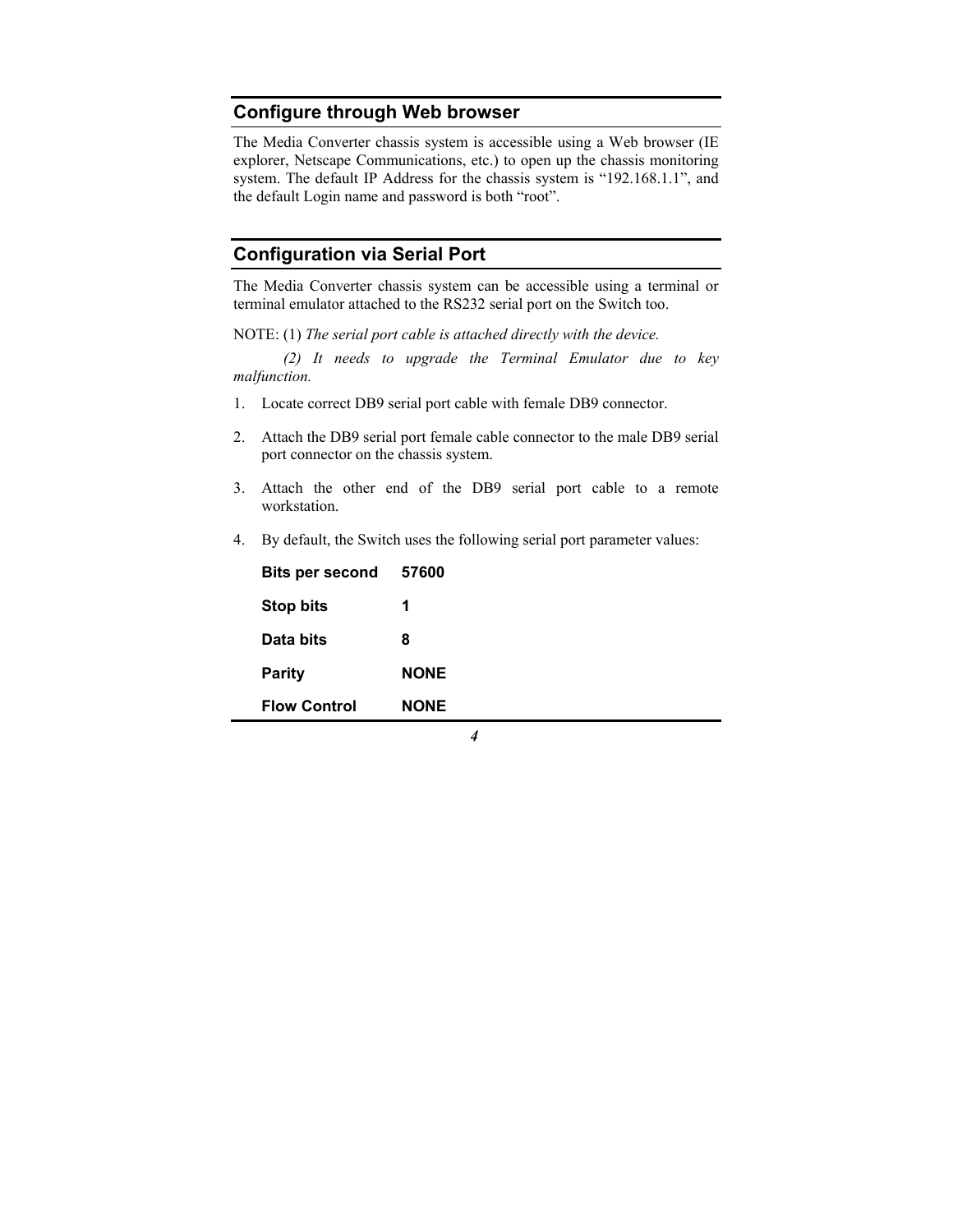## Configure through Web browser

The Media Converter chassis system is accessible using a Web browser (IE explorer, Netscape Communications, etc.) to open up the chassis monitoring system. The default IP Address for the chassis system is “192.168.1.1”, and the default Login name and password is both “root”.

## Configuration via Serial Port

The Media Converter chassis system can be accessible using a terminal or terminal emulator attached to the RS232 serial port on the Switch too.

NOTE: (1) *The serial port cable is attached directly with the device.*

*(2) It needs to upgrade the Terminal Emulator due to key malfunction.*

1. Locate correct DB9 serial port cable with female DB9 connector.

2. Attach the DB9 serial port female cable connector to the male DB9 serial port connector on the chassis system.

3. Attach the other end of the DB9 serial port cable to a remote workstation.

4. By default, the Switch uses the following serial port parameter values:

| | |
|---|---|
| **Bits per second** | **57600** |
| **Stop bits** | **1** |
| **Data bits** | **8** |
| **Parity** | **NONE** |
| **Flow Control** | **NONE** |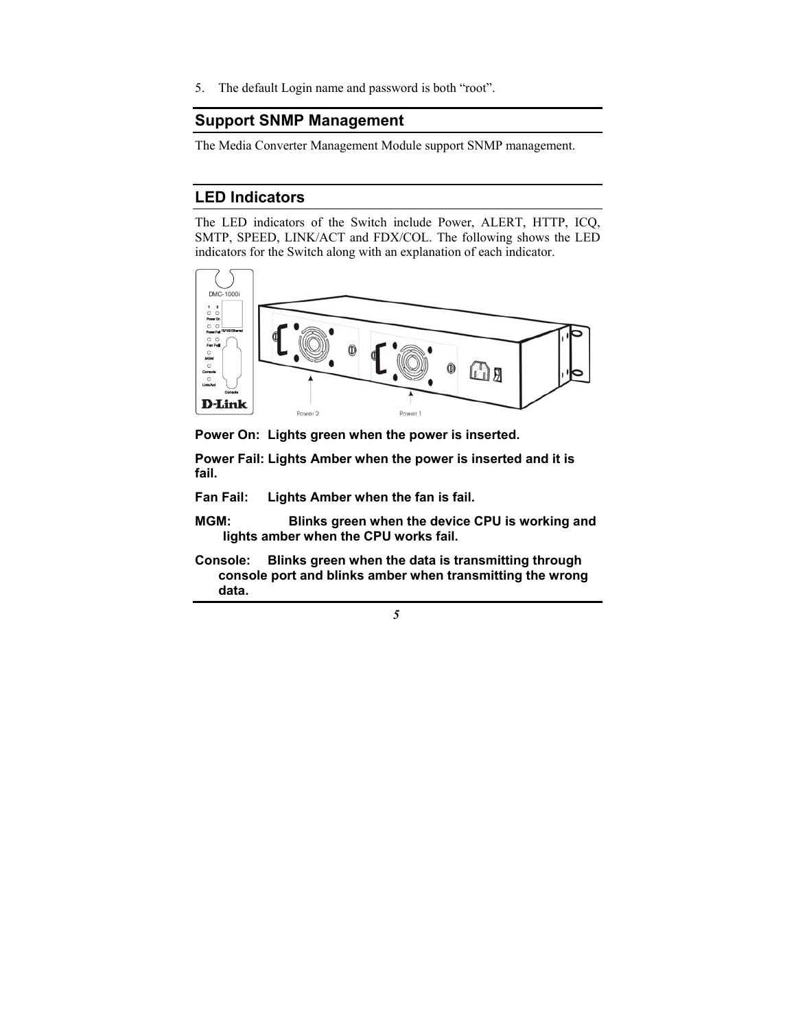5. The default Login name and password is both "root".

## Support SNMP Management

The Media Converter Management Module support SNMP management.

## LED Indicators

The LED indicators of the Switch include Power, ALERT, HTTP, ICQ, SMTP, SPEED, LINK/ACT and FDX/COL. The following shows the LED indicators for the Switch along with an explanation of each indicator.

**Power On:** **Lights green when the power is inserted.**

**Power Fail:** **Lights Amber when the power is inserted and it is fail.**

**Fan Fail:** **Lights Amber when the fan is fail.**

**MGM:** **Blinks green when the device CPU is working and lights amber when the CPU works fail.**

**Console:** **Blinks green when the data is transmitting through console port and blinks amber when transmitting the wrong data.**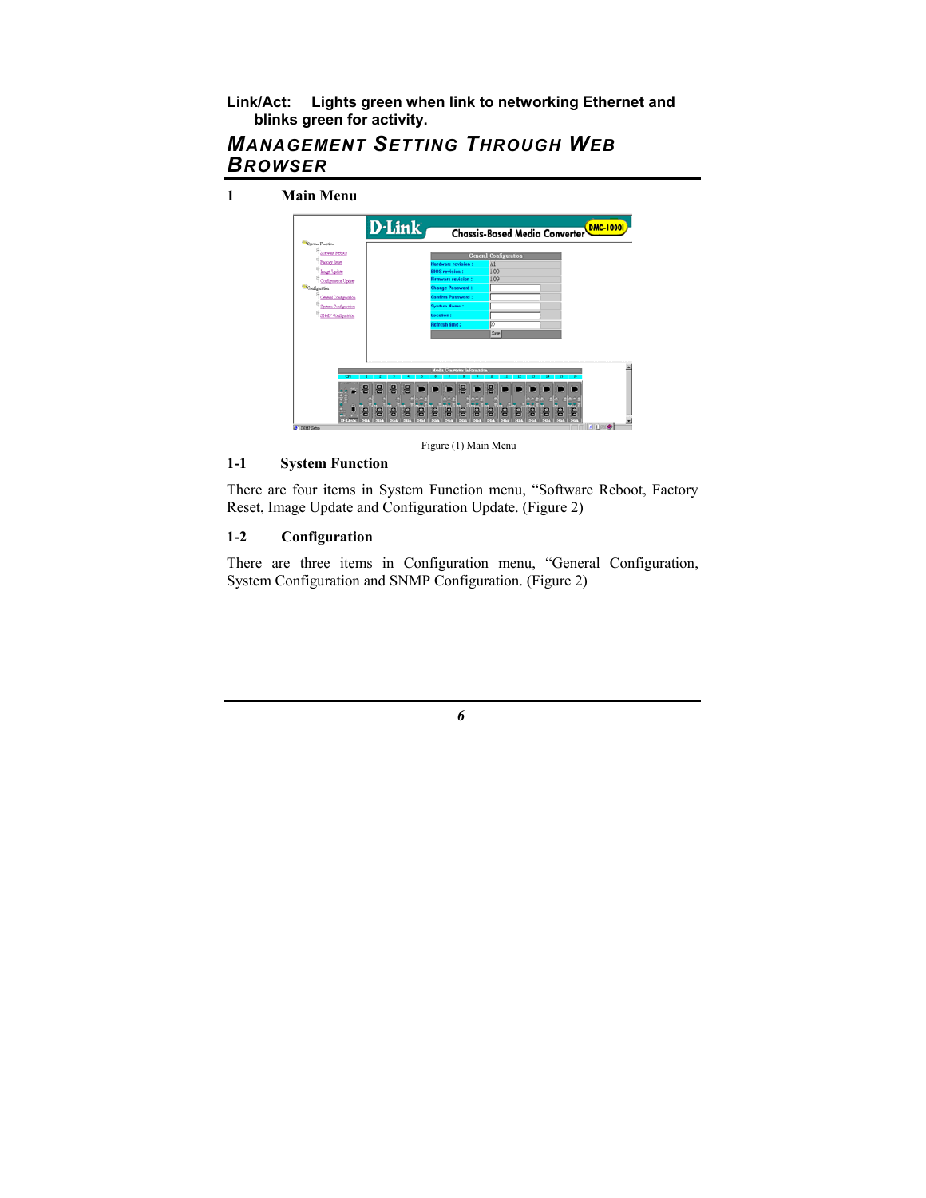**Link/Act:** **Lights green when link to networking Ethernet and blinks green for activity.**

## MANAGEMENT SETTING THROUGH WEB BROWSER

### 1 Main Menu

Figure (1) Main Menu

### 1-1 System Function

There are four items in System Function menu, "Software Reboot, Factory Reset, Image Update and Configuration Update. (Figure 2)

### 1-2 Configuration

There are three items in Configuration menu, "General Configuration, System Configuration and SNMP Configuration. (Figure 2)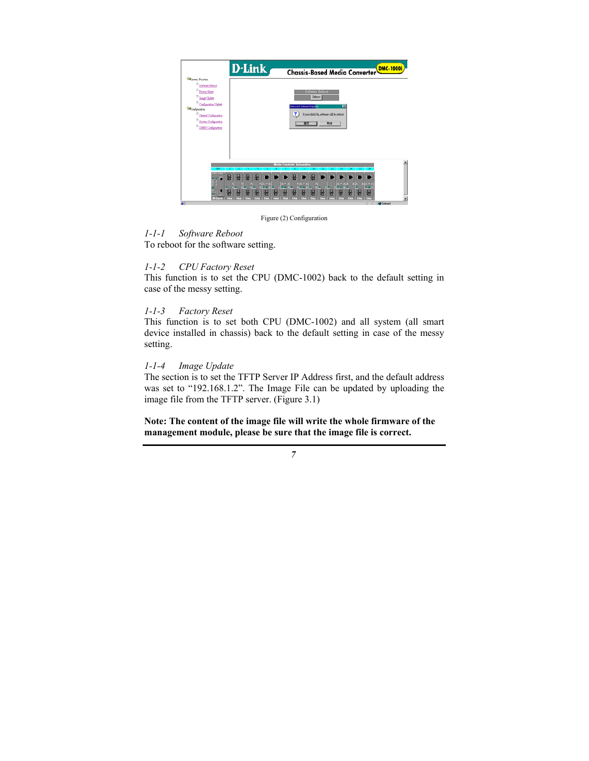Figure (2) Configuration

*1-1-1 Software Reboot*

To reboot for the software setting.

*1-1-2 CPU Factory Reset*

This function is to set the CPU (DMC-1002) back to the default setting in case of the messy setting.

*1-1-3 Factory Reset*

This function is to set both CPU (DMC-1002) and all system (all smart device installed in chassis) back to the default setting in case of the messy setting.

*1-1-4 Image Update*

The section is to set the TFTP Server IP Address first, and the default address was set to "192.168.1.2". The Image File can be updated by uploading the image file from the TFTP server. (Figure 3.1)

**Note: The content of the image file will write the whole firmware of the management module, please be sure that the image file is correct.**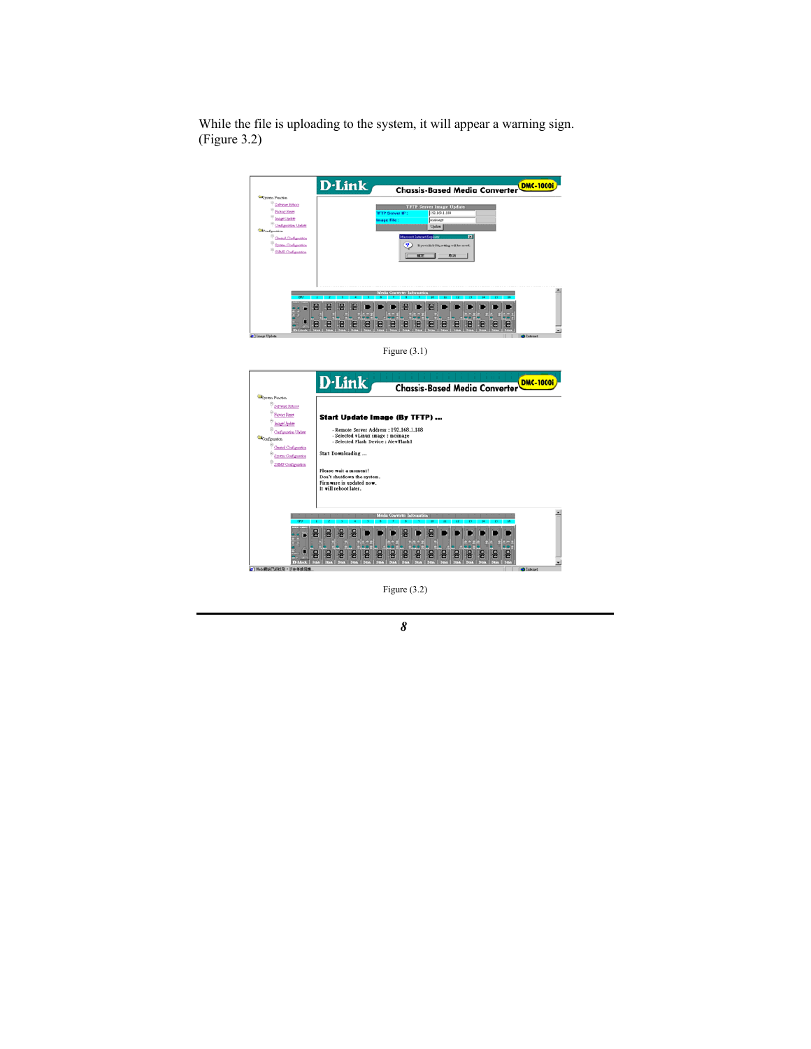While the file is uploading to the system, it will appear a warning sign. (Figure 3.2)

Figure (3.1)

Figure (3.2)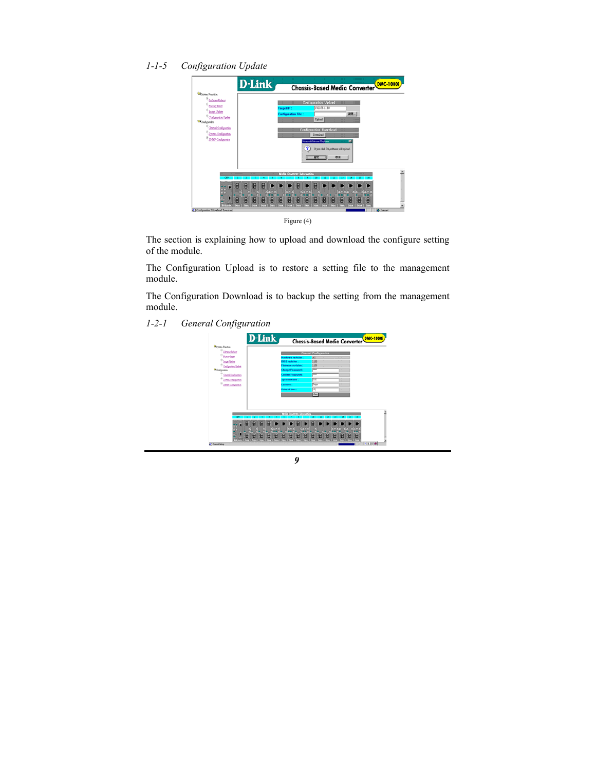### *1-1-5 Configuration Update*

Figure (4)

The section is explaining how to upload and download the configure setting of the module.

The Configuration Upload is to restore a setting file to the management module.

The Configuration Download is to backup the setting from the management module.

### *1-2-1 General Configuration*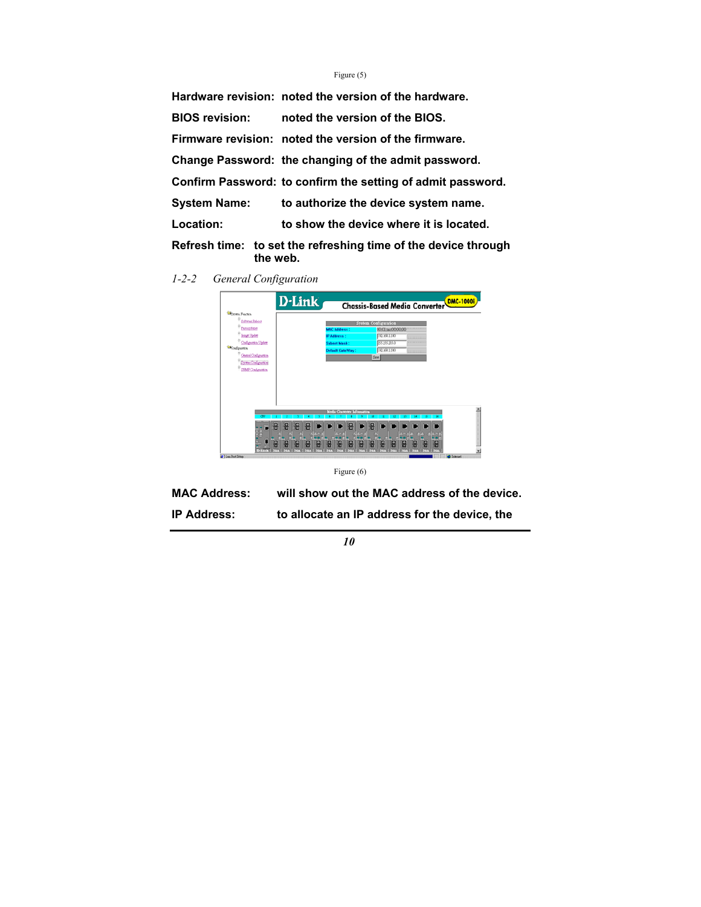Figure (5)

**Hardware revision:** noted the version of the hardware.

**BIOS revision:** noted the version of the BIOS.

**Firmware revision:** noted the version of the firmware.

**Change Password:** the changing of the admit password.

**Confirm Password:** to confirm the setting of admit password.

**System Name:** to authorize the device system name.

**Location:** to show the device where it is located.

**Refresh time:** to set the refreshing time of the device through the web.

### *1-2-2 General Configuration*

Figure (6)

**MAC Address:** will show out the MAC address of the device.

**IP Address:** to allocate an IP address for the device, the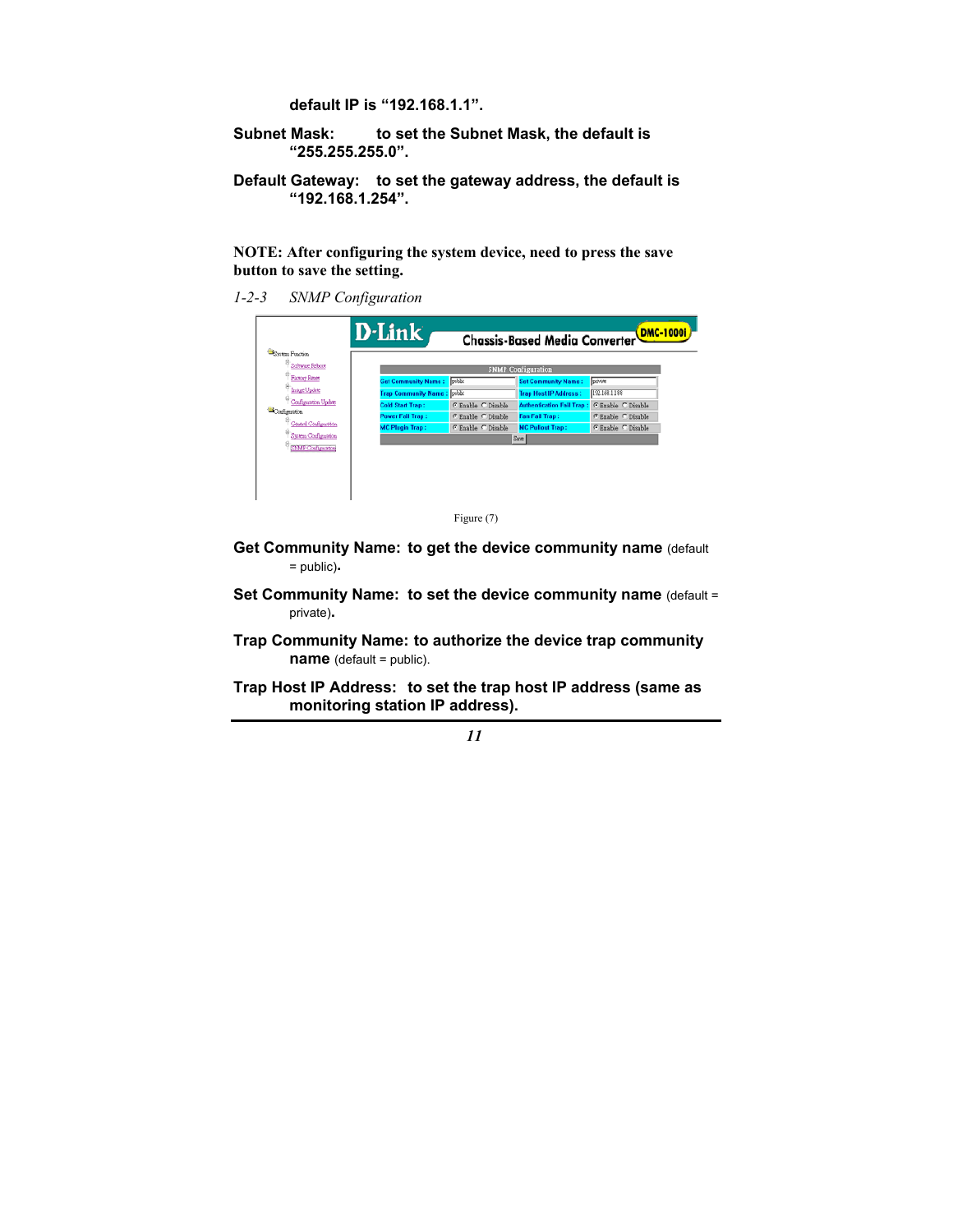default IP is "192.168.1.1".

**Subnet Mask:** to set the Subnet Mask, the default is "255.255.255.0".

**Default Gateway:** to set the gateway address, the default is "192.168.1.254".

**NOTE: After configuring the system device, need to press the save button to save the setting.**

### *1-2-3 SNMP Configuration*

Figure (7)

**Get Community Name: to get the device community name** (default = public).

**Set Community Name: to set the device community name** (default = private).

**Trap Community Name: to authorize the device trap community name** (default = public).

**Trap Host IP Address: to set the trap host IP address (same as monitoring station IP address).**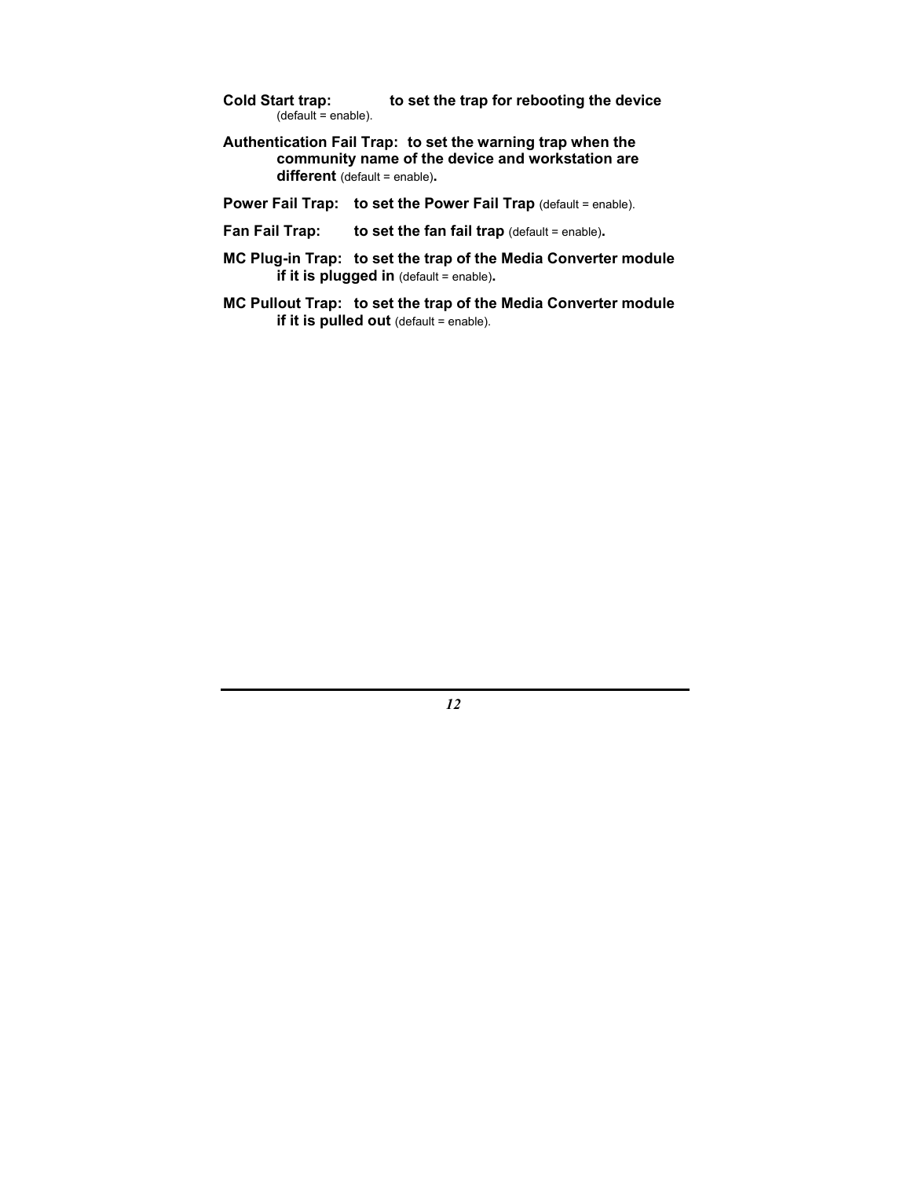**Cold Start trap:** **to set the trap for rebooting the device** (default = enable).

**Authentication Fail Trap:** **to set the warning trap when the community name of the device and workstation are different** (default = enable)**.**

**Power Fail Trap:** **to set the Power Fail Trap** (default = enable).

**Fan Fail Trap:** **to set the fan fail trap** (default = enable)**.**

**MC Plug-in Trap:** **to set the trap of the Media Converter module if it is plugged in** (default = enable)**.**

**MC Pullout Trap:** **to set the trap of the Media Converter module if it is pulled out** (default = enable).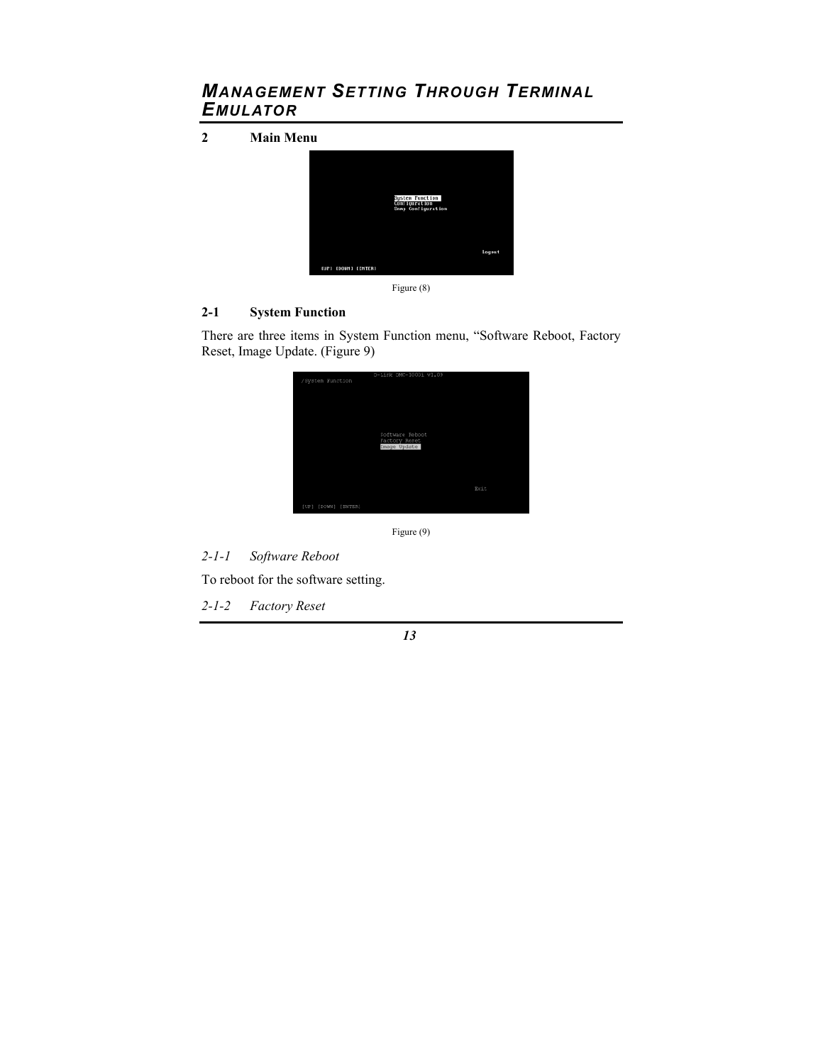## 2 Main Menu

Figure (8)

### 2-1 System Function

There are three items in System Function menu, "Software Reboot, Factory Reset, Image Update. (Figure 9)

Figure (9)

#### *2-1-1 Software Reboot*

To reboot for the software setting.

#### *2-1-2 Factory Reset*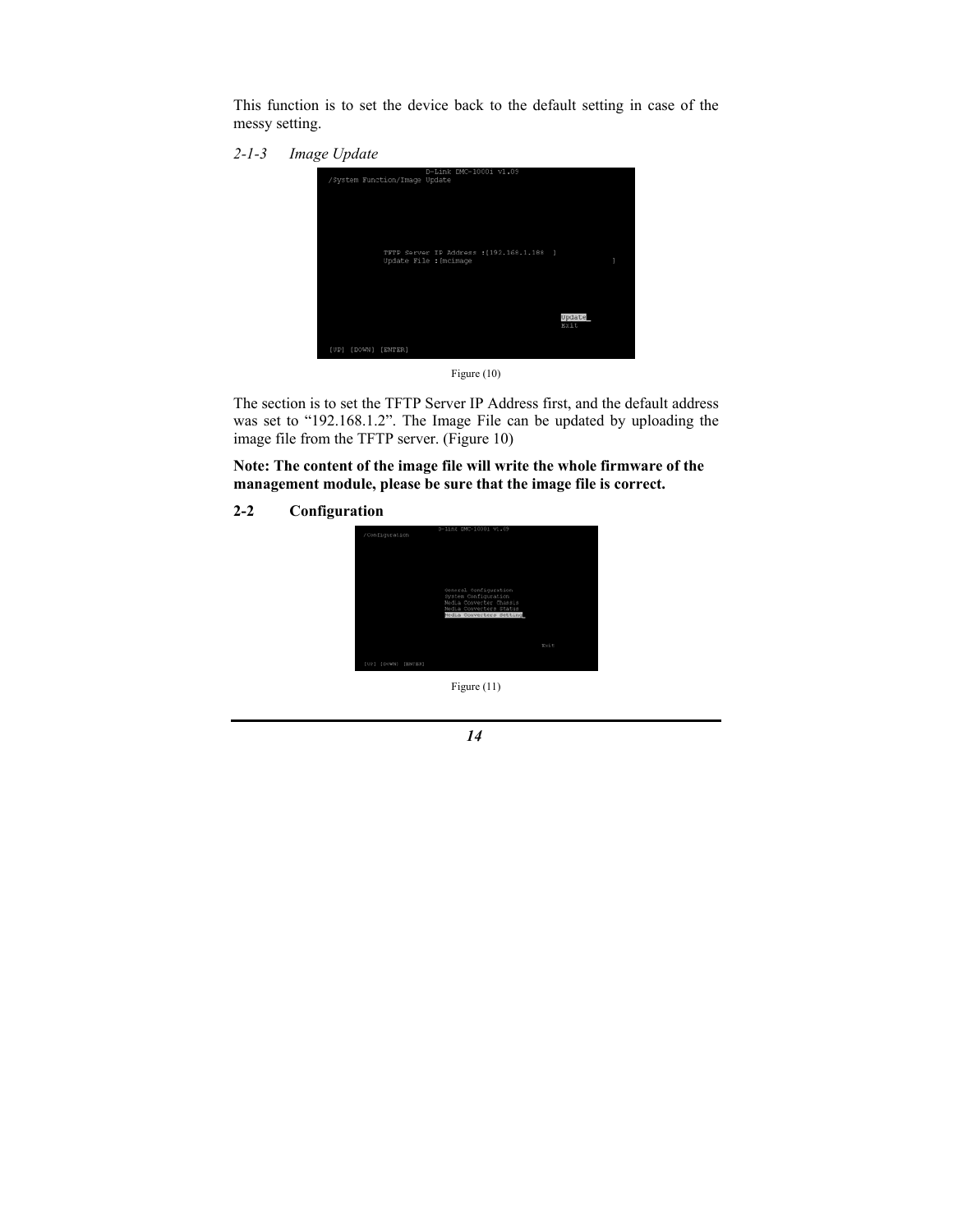This function is to set the device back to the default setting in case of the messy setting.

### *2-1-3 Image Update*

Figure (10)

The section is to set the TFTP Server IP Address first, and the default address was set to "192.168.1.2". The Image File can be updated by uploading the image file from the TFTP server. (Figure 10)

**Note: The content of the image file will write the whole firmware of the management module, please be sure that the image file is correct.**

## 2-2 Configuration

Figure (11)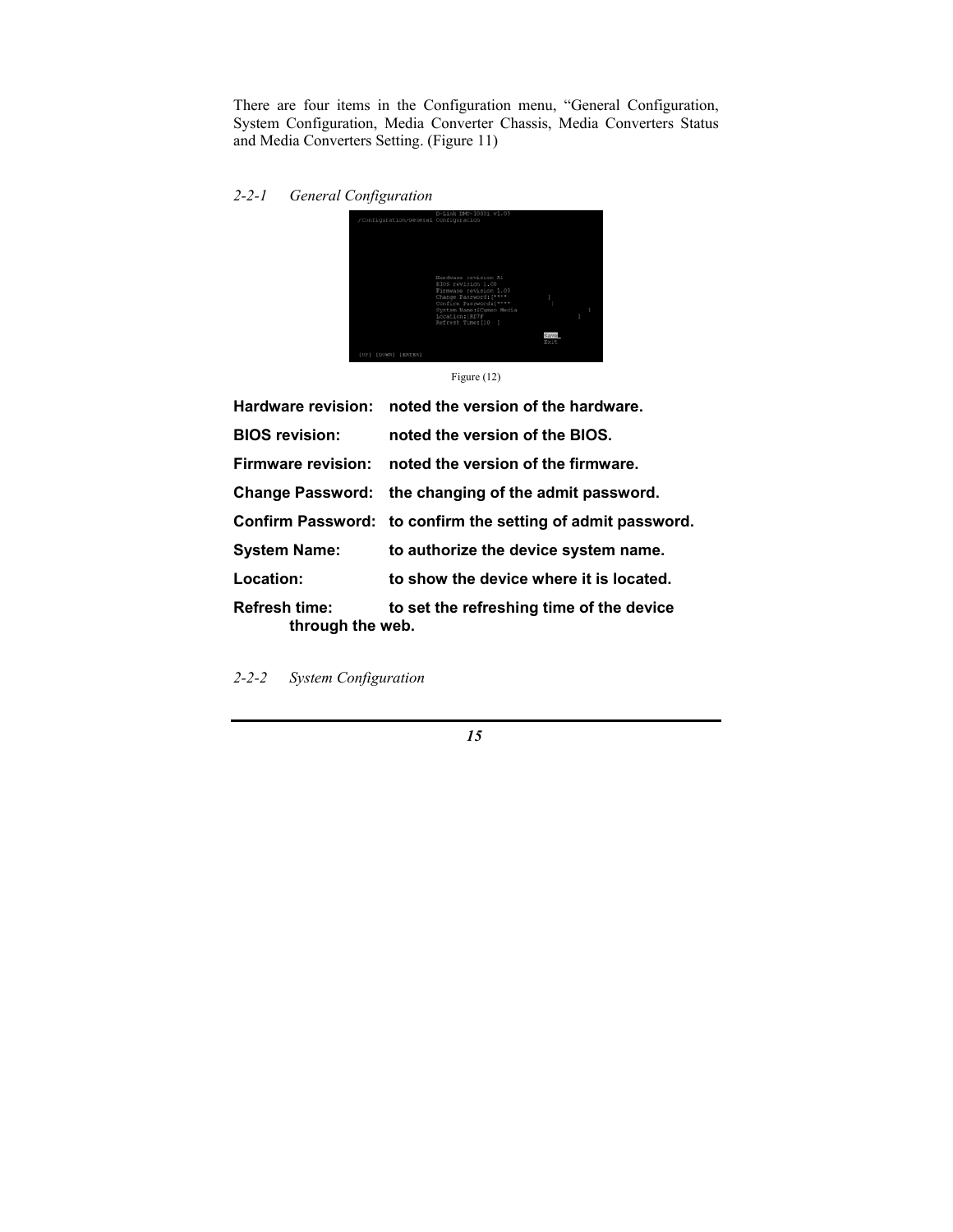There are four items in the Configuration menu, "General Configuration, System Configuration, Media Converter Chassis, Media Converters Status and Media Converters Setting. (Figure 11)

### *2-2-1 General Configuration*

Figure (12)

**Hardware revision:** **noted the version of the hardware.**

**BIOS revision:** **noted the version of the BIOS.**

**Firmware revision:** **noted the version of the firmware.**

**Change Password:** **the changing of the admit password.**

**Confirm Password:** **to confirm the setting of admit password.**

**System Name:** **to authorize the device system name.**

**Location:** **to show the device where it is located.**

**Refresh time:** **to set the refreshing time of the device through the web.**

### *2-2-2 System Configuration*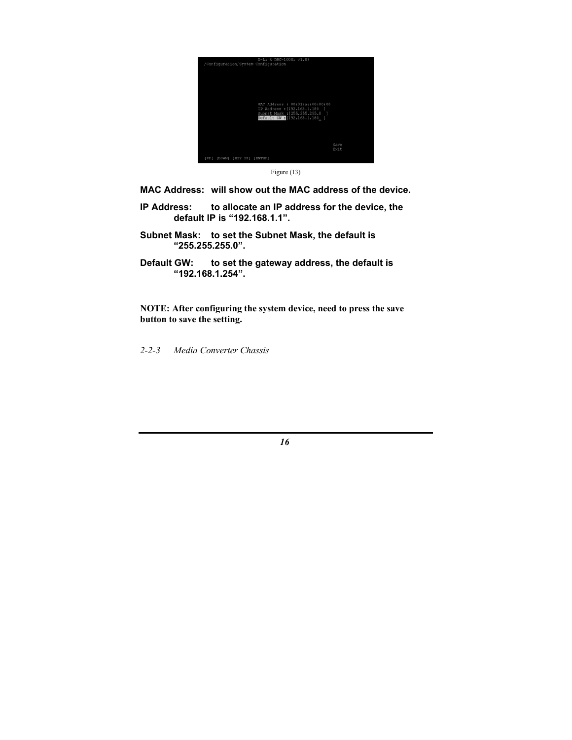Figure (13)

**MAC Address:** **will show out the MAC address of the device.**

**IP Address:** **to allocate an IP address for the device, the default IP is "192.168.1.1".**

**Subnet Mask:** **to set the Subnet Mask, the default is "255.255.255.0".**

**Default GW:** **to set the gateway address, the default is "192.168.1.254".**

**NOTE: After configuring the system device, need to press the save button to save the setting.**

*2-2-3 Media Converter Chassis*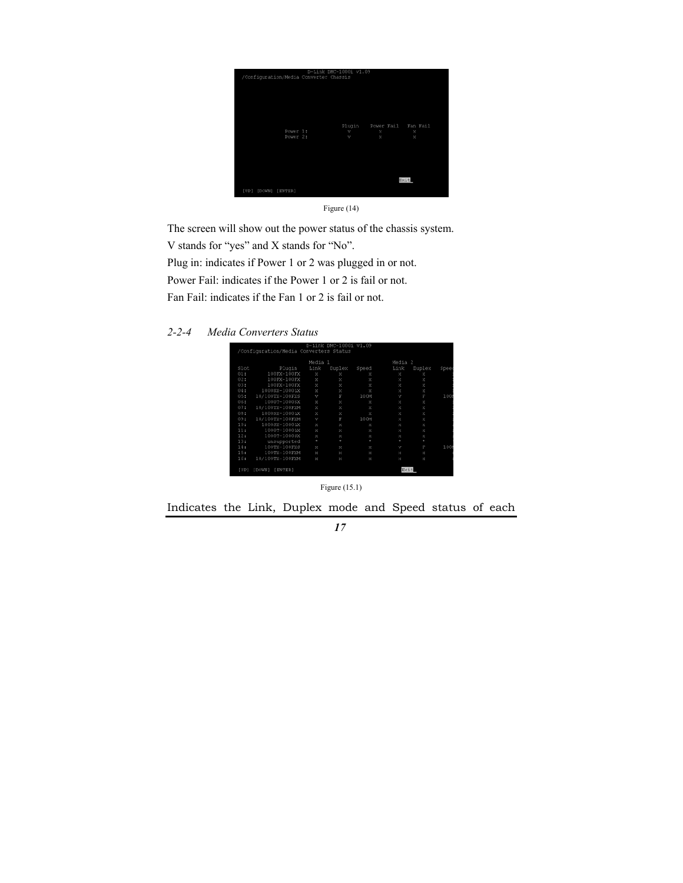Figure (14)

The screen will show out the power status of the chassis system.

V stands for “yes” and X stands for “No”.

Plug in: indicates if Power 1 or 2 was plugged in or not.

Power Fail: indicates if the Power 1 or 2 is fail or not.

Fan Fail: indicates if the Fan 1 or 2 is fail or not.

### *2-2-4 Media Converters Status*

Figure (15.1)

Indicates the Link, Duplex mode and Speed status of each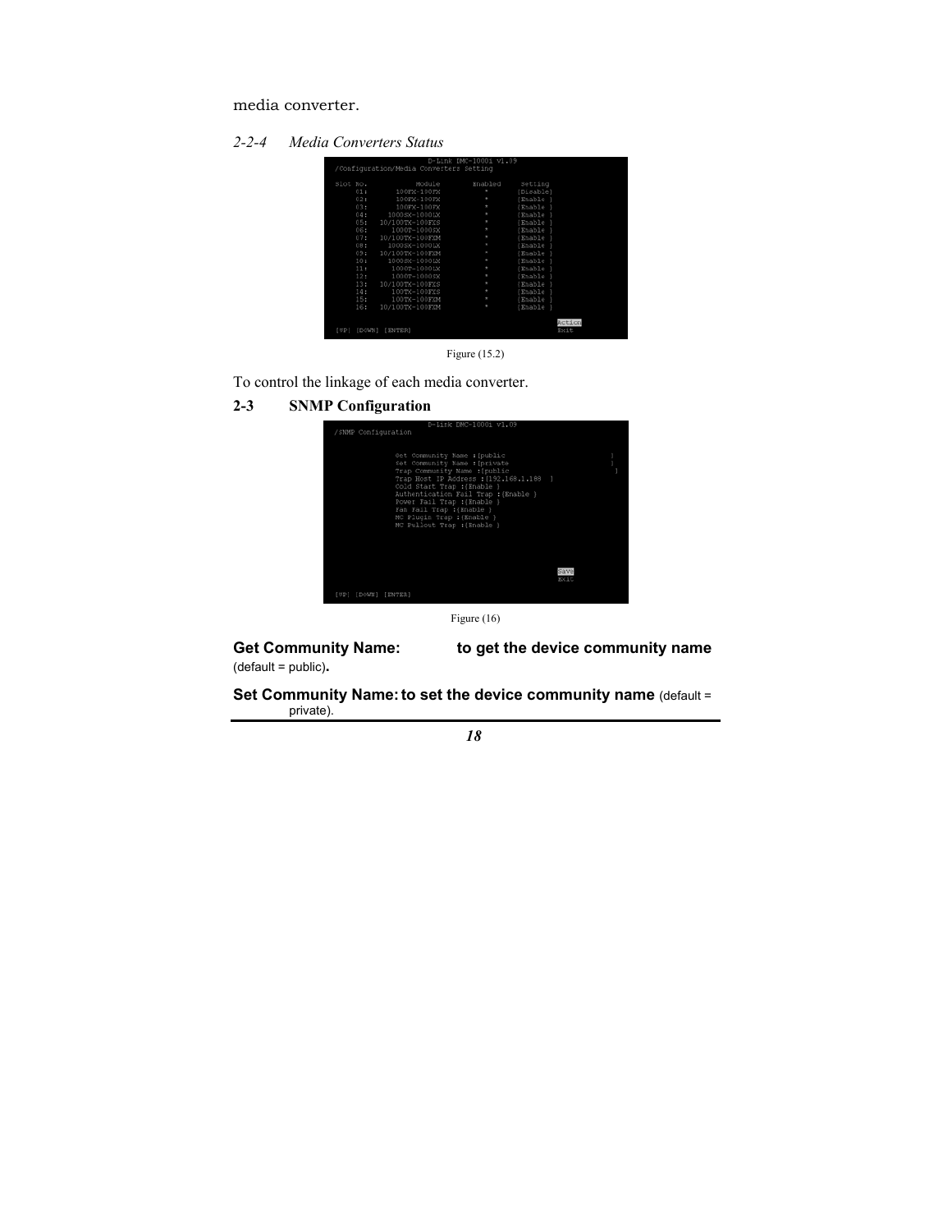media converter.

*2-2-4 Media Converters Status*

Figure (15.2)

To control the linkage of each media converter.

## 2-3 SNMP Configuration

Figure (16)

**Get Community Name: to get the device community name** (default = public)**.**

**Set Community Name: to set the device community name** (default = private).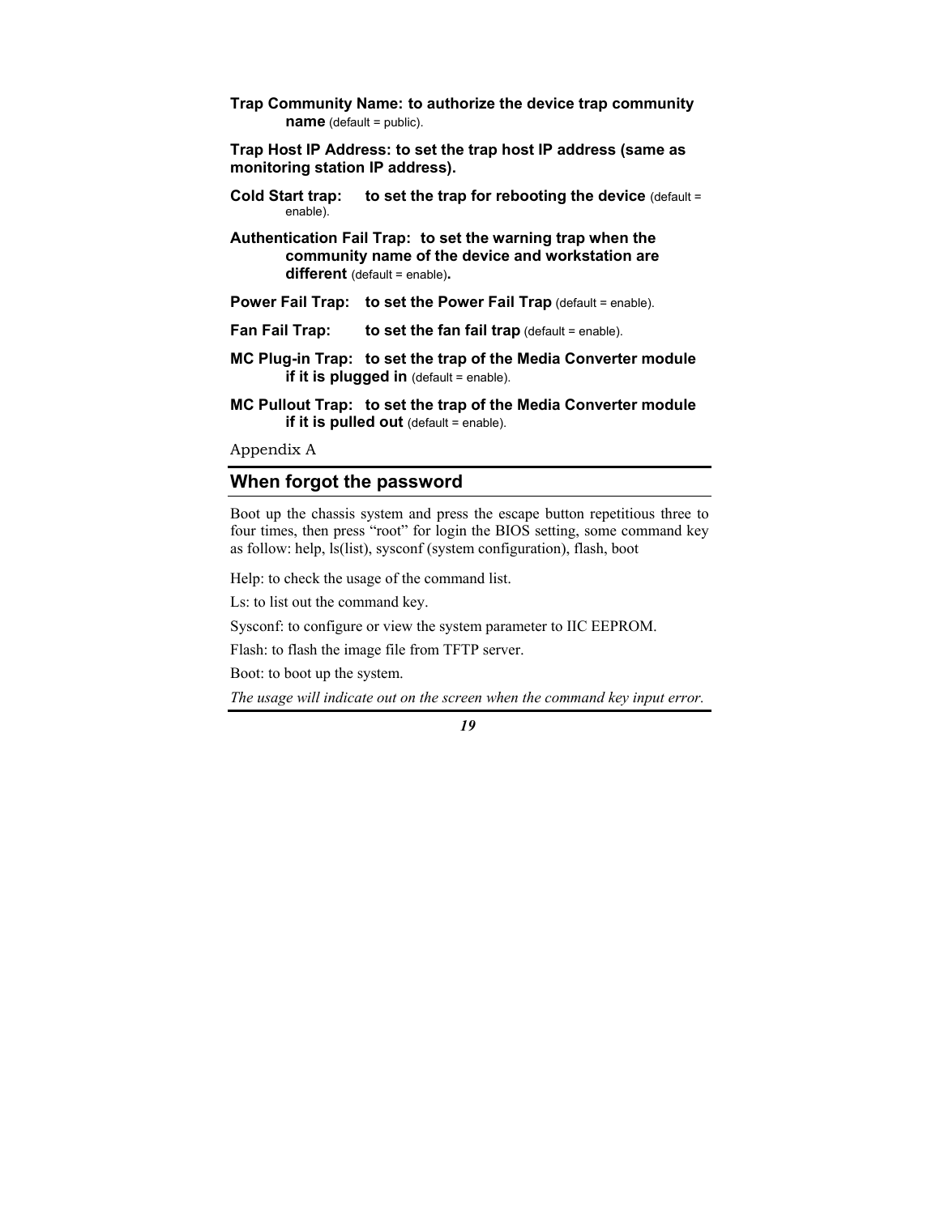**Trap Community Name: to authorize the device trap community name** (default = public).

**Trap Host IP Address: to set the trap host IP address (same as monitoring station IP address).**

**Cold Start trap: to set the trap for rebooting the device** (default = enable).

**Authentication Fail Trap: to set the warning trap when the community name of the device and workstation are different** (default = enable)**.**

**Power Fail Trap: to set the Power Fail Trap** (default = enable).

**Fan Fail Trap: to set the fan fail trap** (default = enable).

**MC Plug-in Trap: to set the trap of the Media Converter module if it is plugged in** (default = enable).

**MC Pullout Trap: to set the trap of the Media Converter module if it is pulled out** (default = enable).

Appendix A

## When forgot the password

Boot up the chassis system and press the escape button repetitious three to four times, then press "root" for login the BIOS setting, some command key as follow: help, ls(list), sysconf (system configuration), flash, boot

Help: to check the usage of the command list.

Ls: to list out the command key.

Sysconf: to configure or view the system parameter to IIC EEPROM.

Flash: to flash the image file from TFTP server.

Boot: to boot up the system.

*The usage will indicate out on the screen when the command key input error.*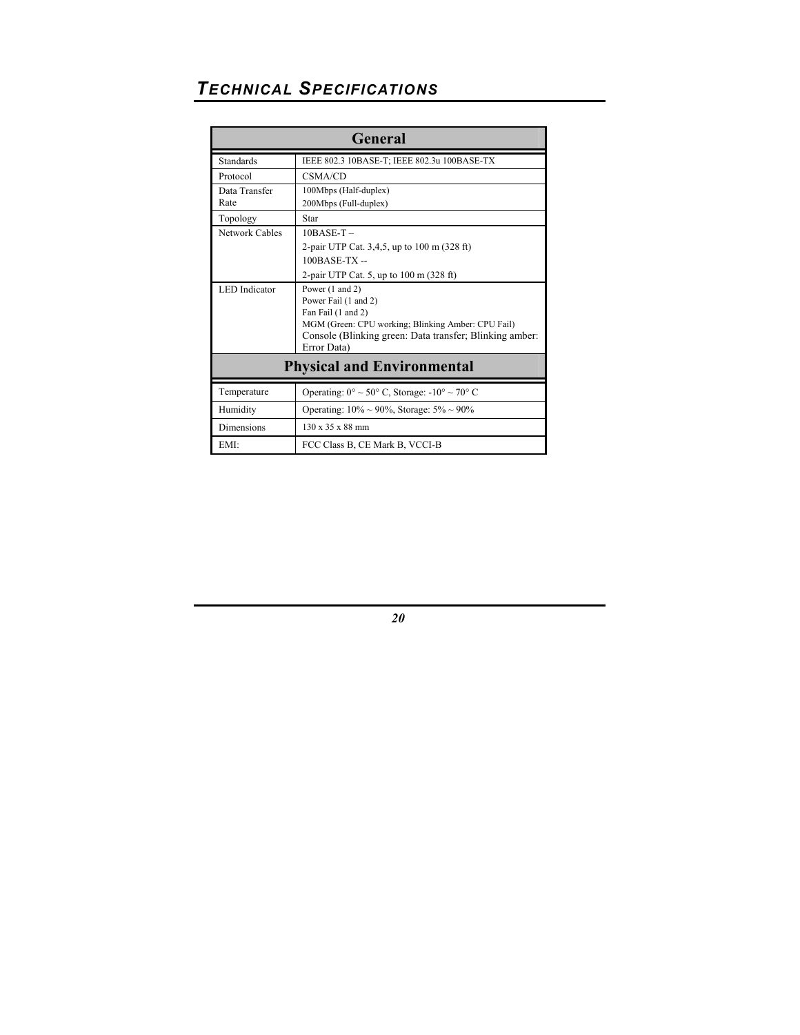# TECHNICAL SPECIFICATIONS

| General | |
|---|---|
| Standards | IEEE 802.3 10BASE-T; IEEE 802.3u 100BASE-TX |
| Protocol | CSMA/CD |
| Data Transfer Rate | 100Mbps (Half-duplex)<br>200Mbps (Full-duplex) |
| Topology | Star |
| Network Cables | 10BASE-T –<br>2-pair UTP Cat. 3,4,5, up to 100 m (328 ft)<br>100BASE-TX --<br>2-pair UTP Cat. 5, up to 100 m (328 ft) |
| LED Indicator | Power (1 and 2)<br>Power Fail (1 and 2)<br>Fan Fail (1 and 2)<br>MGM (Green: CPU working; Blinking Amber: CPU Fail)<br>Console (Blinking green: Data transfer; Blinking amber: Error Data) |
| **Physical and Environmental** | |
| Temperature | Operating: 0° ~ 50° C, Storage: -10° ~ 70° C |
| Humidity | Operating: 10% ~ 90%, Storage: 5% ~ 90% |
| Dimensions | 130 x 35 x 88 mm |
| EMI: | FCC Class B, CE Mark B, VCCI-B |